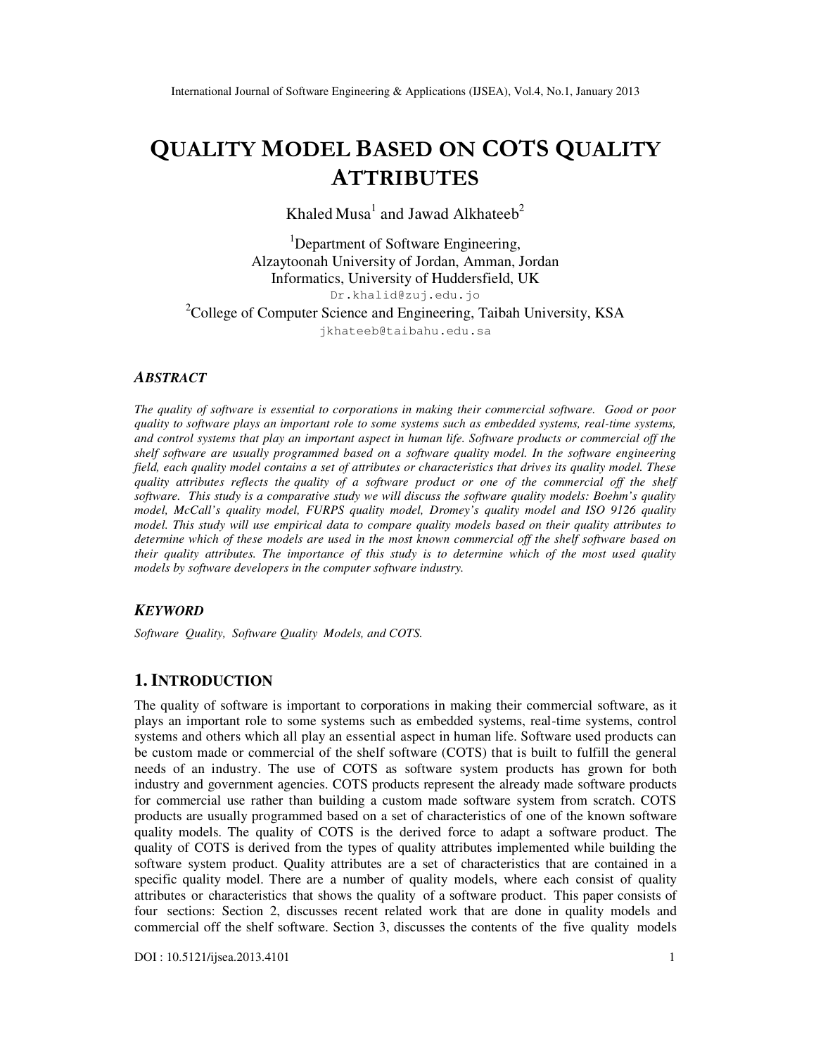# QUALITY MODEL BASED ON COTS QUALITY ATTRIBUTES

Khaled Musa[1] and Jawad Alkhateeb[2]

[1]Department of Software Engineering,
Alzaytoonah University of Jordan, Amman, Jordan
Informatics, University of Huddersfield, UK
Dr.khalid@zuj.edu.jo

[2]College of Computer Science and Engineering, Taibah University, KSA
jkhateeb@taibahu.edu.sa

## ABSTRACT

*The quality of software is essential to corporations in making their commercial software. Good or poor quality to software plays an important role to some systems such as embedded systems, real-time systems, and control systems that play an important aspect in human life. Software products or commercial off the shelf software are usually programmed based on a software quality model. In the software engineering field, each quality model contains a set of attributes or characteristics that drives its quality model. These quality attributes reflects the quality of a software product or one of the commercial off the shelf software. This study is a comparative study we will discuss the software quality models: Boehm's quality model, McCall's quality model, FURPS quality model, Dromey's quality model and ISO 9126 quality model. This study will use empirical data to compare quality models based on their quality attributes to determine which of these models are used in the most known commercial off the shelf software based on their quality attributes. The importance of this study is to determine which of the most used quality models by software developers in the computer software industry.*

## KEYWORD

*Software Quality, Software Quality Models, and COTS.*

## 1. INTRODUCTION

The quality of software is important to corporations in making their commercial software, as it plays an important role to some systems such as embedded systems, real-time systems, control systems and others which all play an essential aspect in human life. Software used products can be custom made or commercial of the shelf software (COTS) that is built to fulfill the general needs of an industry. The use of COTS as software system products has grown for both industry and government agencies. COTS products represent the already made software products for commercial use rather than building a custom made software system from scratch. COTS products are usually programmed based on a set of characteristics of one of the known software quality models. The quality of COTS is the derived force to adapt a software product. The quality of COTS is derived from the types of quality attributes implemented while building the software system product. Quality attributes are a set of characteristics that are contained in a specific quality model. There are a number of quality models, where each consist of quality attributes or characteristics that shows the quality of a software product. This paper consists of four sections: Section 2, discusses recent related work that are done in quality models and commercial off the shelf software. Section 3, discusses the contents of the five quality models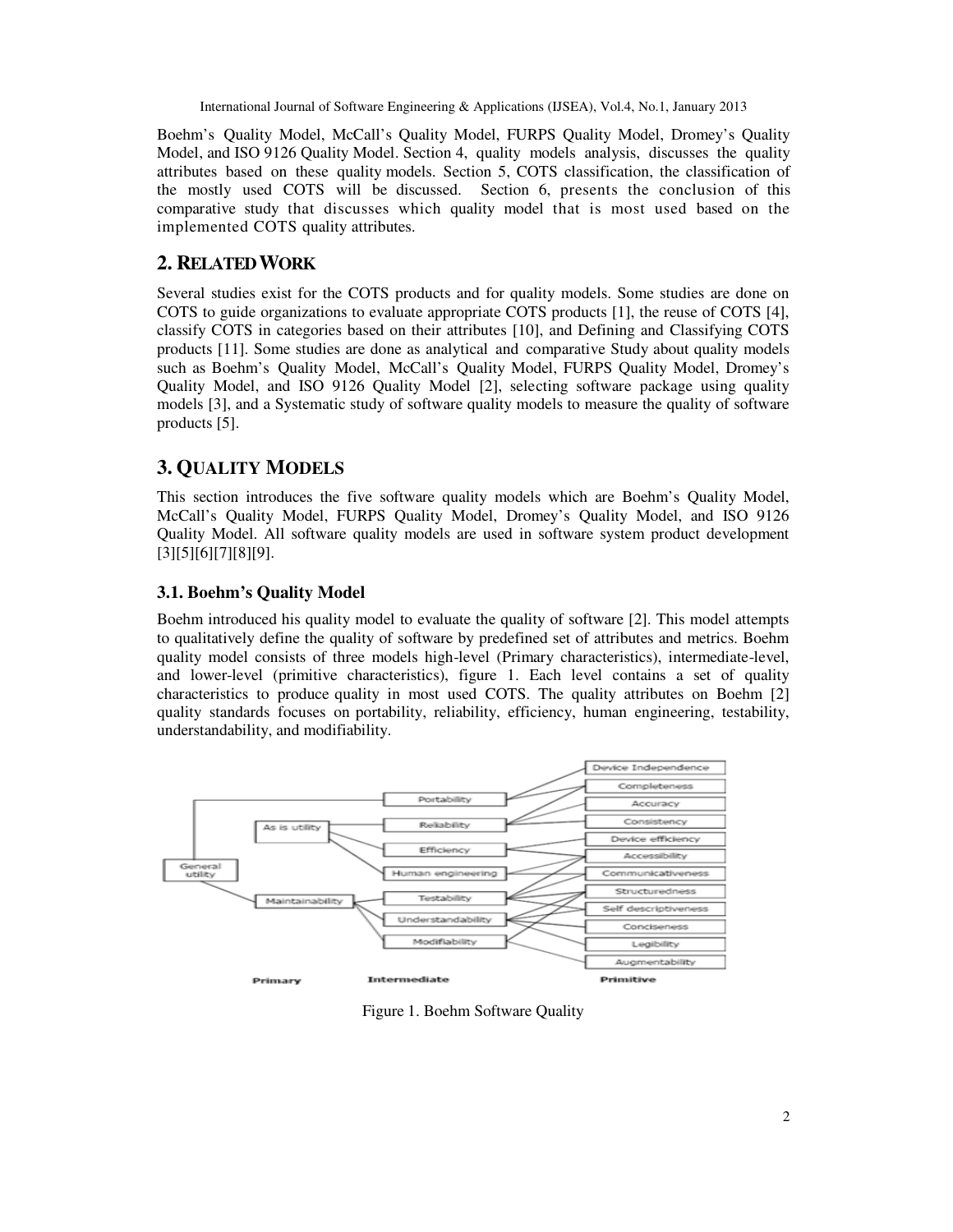Boehm's Quality Model, McCall's Quality Model, FURPS Quality Model, Dromey's Quality Model, and ISO 9126 Quality Model. Section 4, quality models analysis, discusses the quality attributes based on these quality models. Section 5, COTS classification, the classification of the mostly used COTS will be discussed. Section 6, presents the conclusion of this comparative study that discusses which quality model that is most used based on the implemented COTS quality attributes.

## 2. RELATED WORK

Several studies exist for the COTS products and for quality models. Some studies are done on COTS to guide organizations to evaluate appropriate COTS products [1], the reuse of COTS [4], classify COTS in categories based on their attributes [10], and Defining and Classifying COTS products [11]. Some studies are done as analytical and comparative Study about quality models such as Boehm's Quality Model, McCall's Quality Model, FURPS Quality Model, Dromey's Quality Model, and ISO 9126 Quality Model [2], selecting software package using quality models [3], and a Systematic study of software quality models to measure the quality of software products [5].

## 3. QUALITY MODELS

This section introduces the five software quality models which are Boehm's Quality Model, McCall's Quality Model, FURPS Quality Model, Dromey's Quality Model, and ISO 9126 Quality Model. All software quality models are used in software system product development [3][5][6][7][8][9].

### 3.1. Boehm's Quality Model

Boehm introduced his quality model to evaluate the quality of software [2]. This model attempts to qualitatively define the quality of software by predefined set of attributes and metrics. Boehm quality model consists of three models high-level (Primary characteristics), intermediate-level, and lower-level (primitive characteristics), figure 1. Each level contains a set of quality characteristics to produce quality in most used COTS. The quality attributes on Boehm [2] quality standards focuses on portability, reliability, efficiency, human engineering, testability, understandability, and modifiability.

Figure 1. Boehm Software Quality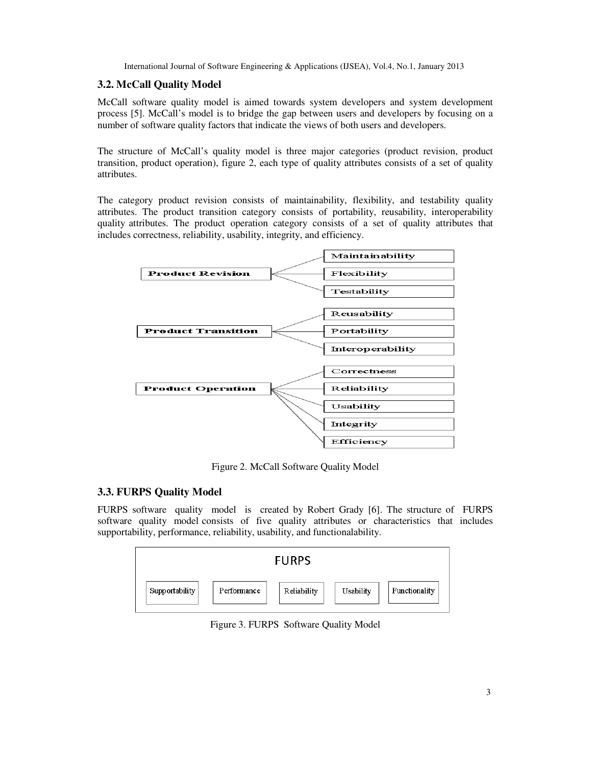### 3.2. McCall Quality Model

McCall software quality model is aimed towards system developers and system development process [5]. McCall's model is to bridge the gap between users and developers by focusing on a number of software quality factors that indicate the views of both users and developers.

The structure of McCall's quality model is three major categories (product revision, product transition, product operation), figure 2, each type of quality attributes consists of a set of quality attributes.

The category product revision consists of maintainability, flexibility, and testability quality attributes. The product transition category consists of portability, reusability, interoperability quality attributes. The product operation category consists of a set of quality attributes that includes correctness, reliability, usability, integrity, and efficiency.

- **Product Revision**
  - Maintainability
  - Flexibility
  - Testability
- **Product Transition**
  - Reusability
  - Portability
  - Interoperability
- **Product Operation**
  - Correctness
  - Reliability
  - Usability
  - Integrity
  - Efficiency

Figure 2. McCall Software Quality Model

### 3.3. FURPS Quality Model

FURPS software quality model is created by Robert Grady [6]. The structure of FURPS software quality model consists of five quality attributes or characteristics that includes supportability, performance, reliability, usability, and functionalability.

FURPS

| Supportability | Performance | Reliability | Usability | Functionality |
|---|---|---|---|---|

Figure 3. FURPS Software Quality Model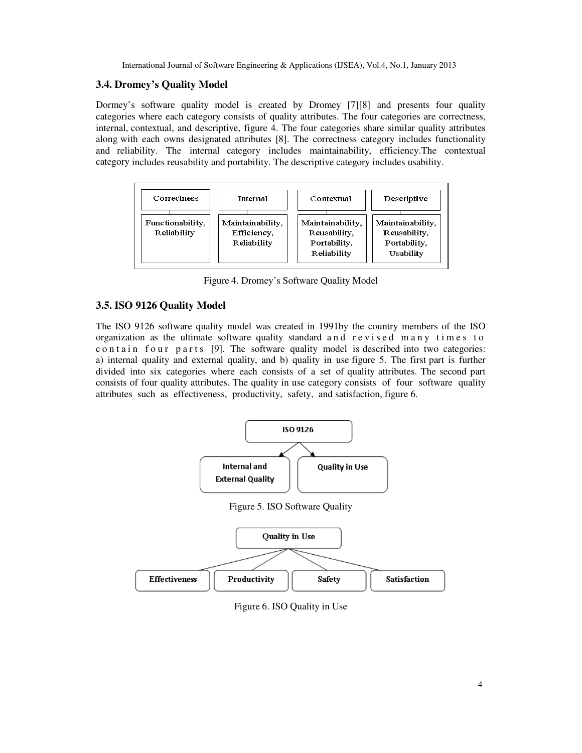### 3.4. Dromey's Quality Model

Dormey's software quality model is created by Dromey [7][8] and presents four quality categories where each category consists of quality attributes. The four categories are correctness, internal, contextual, and descriptive, figure 4. The four categories share similar quality attributes along with each owns designated attributes [8]. The correctness category includes functionality and reliability. The internal category includes maintainability, efficiency.The contextual category includes reusability and portability. The descriptive category includes usability.

| Correctness | Internal | Contextual | Descriptive |
| --- | --- | --- | --- |
| Functionability, Reliability | Maintainability, Efficiency, Reliability | Maintainability, Reusability, Portability, Reliability | Maintainability, Reusability, Portability, Usability |

Figure 4. Dromey's Software Quality Model

### 3.5. ISO 9126 Quality Model

The ISO 9126 software quality model was created in 1991by the country members of the ISO organization as the ultimate software quality standard and revised many times to contain four parts [9]. The software quality model is described into two categories: a) internal quality and external quality, and b) quality in use figure 5. The first part is further divided into six categories where each consists of a set of quality attributes. The second part consists of four quality attributes. The quality in use category consists of four software quality attributes such as effectiveness, productivity, safety, and satisfaction, figure 6.

ISO 9126 → Internal and External Quality; Quality in Use

Figure 5. ISO Software Quality

Quality in Use → Effectiveness; Productivity; Safety; Satisfaction

Figure 6. ISO Quality in Use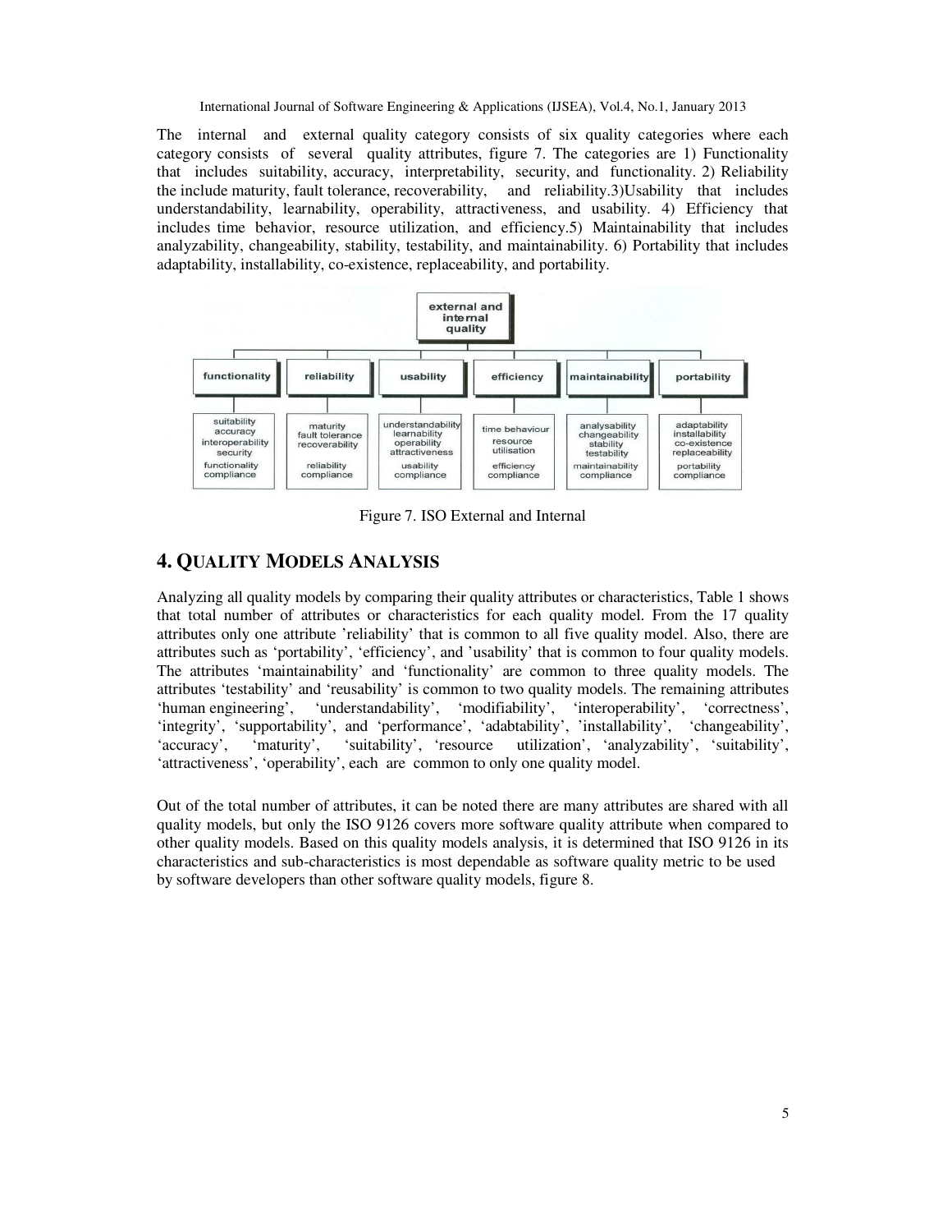The internal and external quality category consists of six quality categories where each category consists of several quality attributes, figure 7. The categories are 1) Functionality that includes suitability, accuracy, interpretability, security, and functionality. 2) Reliability the include maturity, fault tolerance, recoverability, and reliability.3)Usability that includes understandability, learnability, operability, attractiveness, and usability. 4) Efficiency that includes time behavior, resource utilization, and efficiency.5) Maintainability that includes analyzability, changeability, stability, testability, and maintainability. 6) Portability that includes adaptability, installability, co-existence, replaceability, and portability.

| external and internal quality | | | | | |
|---|---|---|---|---|---|
| functionality | reliability | usability | efficiency | maintainability | portability |
| suitability<br>accuracy<br>interoperability<br>security<br>functionality compliance | maturity<br>fault tolerance<br>recoverability<br>reliability compliance | understandability<br>learnability<br>operability<br>attractiveness<br>usability compliance | time behaviour<br>resource utilisation<br>efficiency compliance | analysability<br>changeability<br>stability<br>testability<br>maintainability compliance | adaptability<br>installability<br>co-existence<br>replaceability<br>portability compliance |

Figure 7. ISO External and Internal

## 4. Quality Models Analysis

Analyzing all quality models by comparing their quality attributes or characteristics, Table 1 shows that total number of attributes or characteristics for each quality model. From the 17 quality attributes only one attribute 'reliability' that is common to all five quality model. Also, there are attributes such as 'portability', 'efficiency', and 'usability' that is common to four quality models. The attributes 'maintainability' and 'functionality' are common to three quality models. The attributes 'testability' and 'reusability' is common to two quality models. The remaining attributes 'human engineering', 'understandability', 'modifiability', 'interoperability', 'correctness', 'integrity', 'supportability', and 'performance', 'adabtability', 'installability', 'changeability', 'accuracy', 'maturity', 'suitability', 'resource utilization', 'analyzability', 'suitability', 'attractiveness', 'operability', each are common to only one quality model.

Out of the total number of attributes, it can be noted there are many attributes are shared with all quality models, but only the ISO 9126 covers more software quality attribute when compared to other quality models. Based on this quality models analysis, it is determined that ISO 9126 in its characteristics and sub-characteristics is most dependable as software quality metric to be used by software developers than other software quality models, figure 8.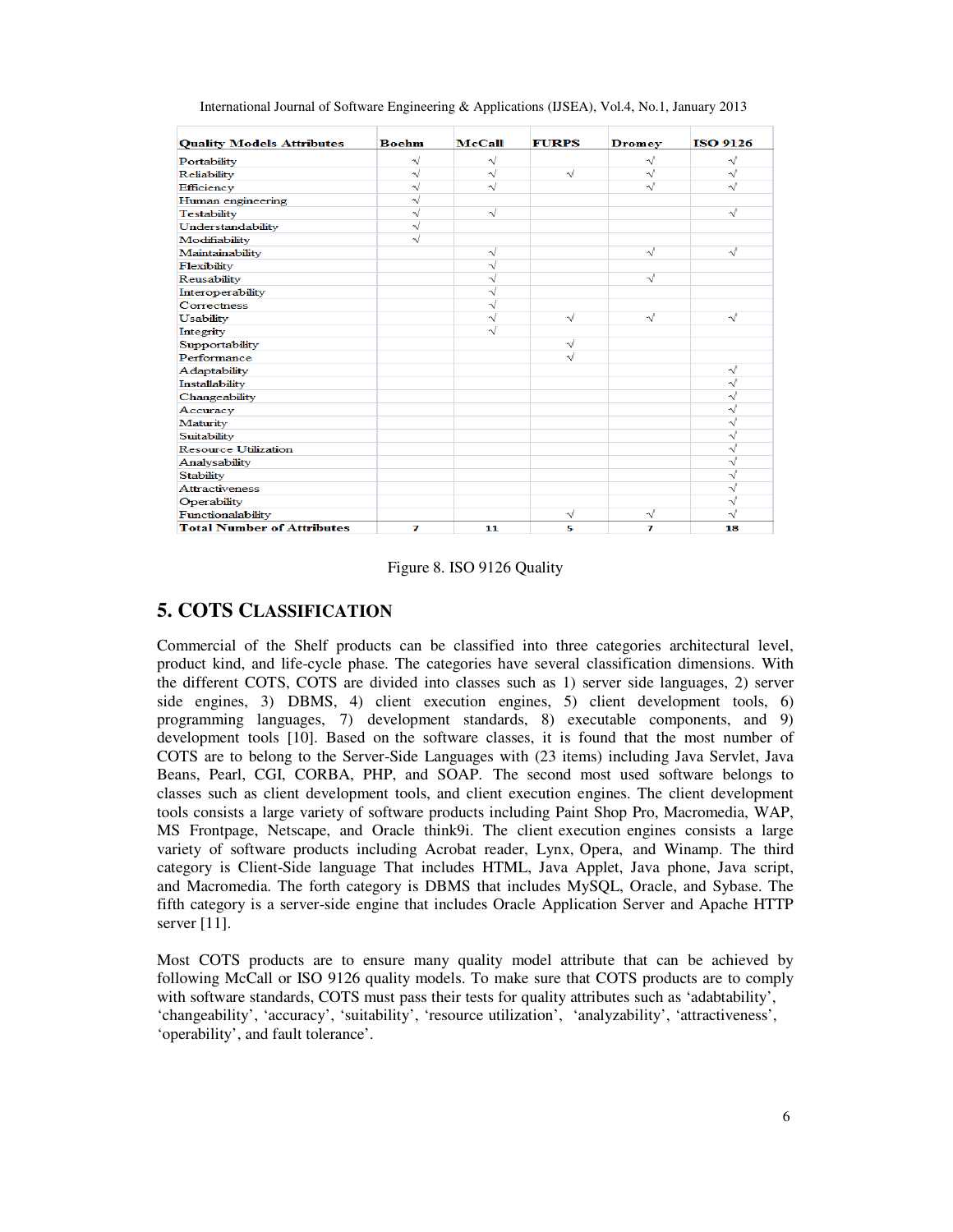| Quality Models Attributes | Boehm | McCall | FURPS | Dromey | ISO 9126 |
|---|---|---|---|---|---|
| Portability | √ | √ | | √ | √ |
| Reliability | √ | √ | √ | √ | √ |
| Efficiency | √ | √ | | √ | √ |
| Human engineering | √ | | | | |
| Testability | √ | √ | | | √ |
| Understandability | √ | | | | |
| Modifiability | √ | | | | |
| Maintainability | | √ | | √ | √ |
| Flexibility | | √ | | | |
| Reusability | | √ | | √ | |
| Interoperability | | √ | | | |
| Correctness | | √ | | | |
| Usability | | √ | √ | √ | √ |
| Integrity | | √ | | | |
| Supportability | | | √ | | |
| Performance | | | √ | | |
| Adaptability | | | | | √ |
| Installability | | | | | √ |
| Changeability | | | | | √ |
| Accuracy | | | | | √ |
| Maturity | | | | | √ |
| Suitability | | | | | √ |
| Resource Utilization | | | | | √ |
| Analysability | | | | | √ |
| Stability | | | | | √ |
| Attractiveness | | | | | √ |
| Operability | | | | | √ |
| Functionalability | | | √ | √ | √ |
| Total Number of Attributes | 7 | 11 | 5 | 7 | 18 |

Figure 8. ISO 9126 Quality

## 5. COTS CLASSIFICATION

Commercial of the Shelf products can be classified into three categories architectural level, product kind, and life-cycle phase. The categories have several classification dimensions. With the different COTS, COTS are divided into classes such as 1) server side languages, 2) server side engines, 3) DBMS, 4) client execution engines, 5) client development tools, 6) programming languages, 7) development standards, 8) executable components, and 9) development tools [10]. Based on the software classes, it is found that the most number of COTS are to belong to the Server-Side Languages with (23 items) including Java Servlet, Java Beans, Pearl, CGI, CORBA, PHP, and SOAP. The second most used software belongs to classes such as client development tools, and client execution engines. The client development tools consists a large variety of software products including Paint Shop Pro, Macromedia, WAP, MS Frontpage, Netscape, and Oracle think9i. The client execution engines consists a large variety of software products including Acrobat reader, Lynx, Opera, and Winamp. The third category is Client-Side language That includes HTML, Java Applet, Java phone, Java script, and Macromedia. The forth category is DBMS that includes MySQL, Oracle, and Sybase. The fifth category is a server-side engine that includes Oracle Application Server and Apache HTTP server [11].

Most COTS products are to ensure many quality model attribute that can be achieved by following McCall or ISO 9126 quality models. To make sure that COTS products are to comply with software standards, COTS must pass their tests for quality attributes such as 'adabtability', 'changeability', 'accuracy', 'suitability', 'resource utilization', 'analyzability', 'attractiveness', 'operability', and fault tolerance'.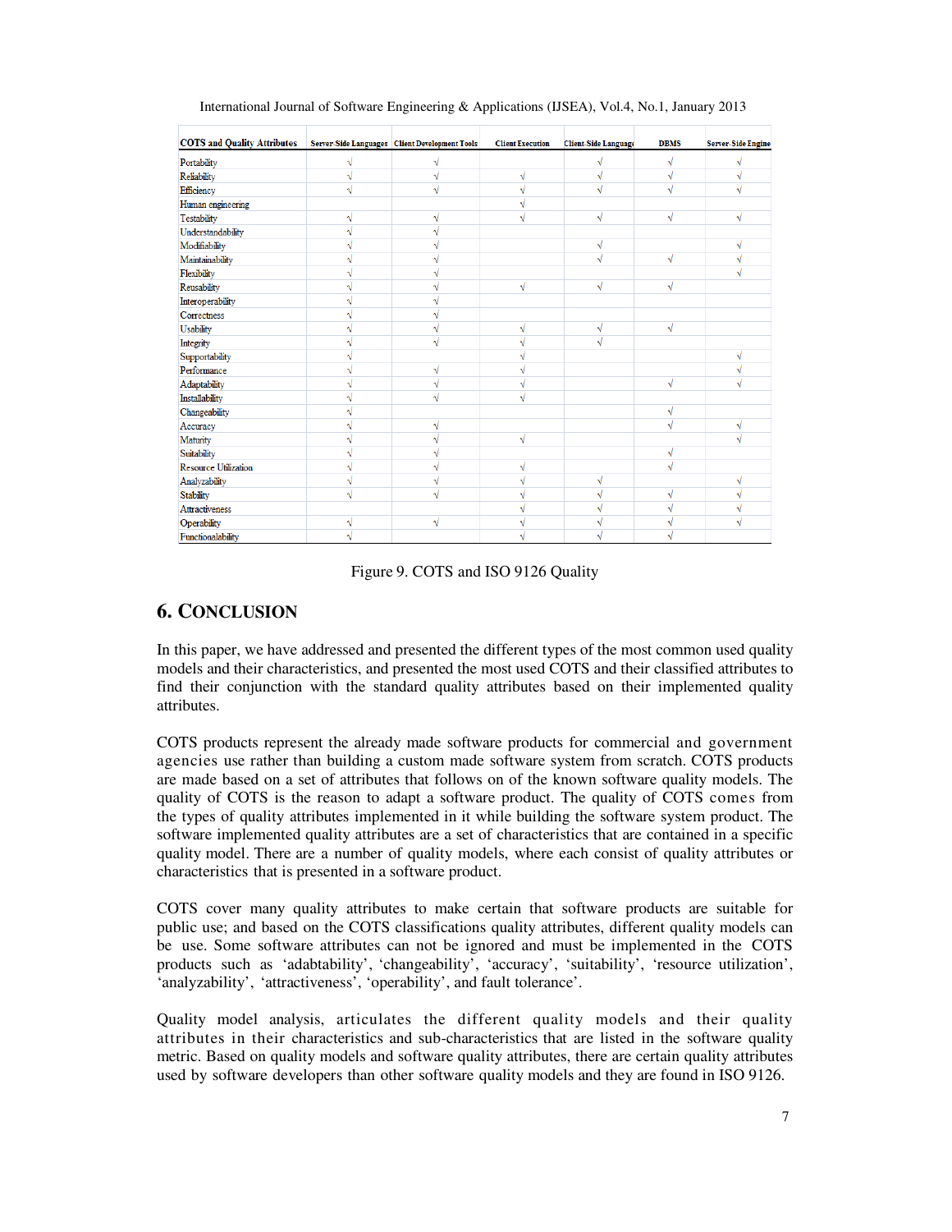| COTS and Quality Attributes | Server-Side Languages | Client Development Tools | Client Execution | Client-Side Languag | DBMS | Server-Side Engine |
|---|---|---|---|---|---|---|
| Portability | √ | √ | | √ | √ | √ |
| Reliability | √ | √ | √ | √ | √ | √ |
| Efficiency | √ | √ | √ | √ | √ | √ |
| Human engineering | | | √ | | | |
| Testability | √ | √ | √ | √ | √ | √ |
| Understandability | √ | √ | | | | |
| Modifiability | √ | √ | | √ | | √ |
| Maintainability | √ | √ | | √ | √ | √ |
| Flexibility | √ | √ | | | | √ |
| Reusability | √ | √ | √ | √ | √ | |
| Interoperability | √ | √ | | | | |
| Correctness | √ | √ | | | | |
| Usability | √ | √ | √ | √ | √ | |
| Integrity | √ | √ | √ | √ | | |
| Supportability | √ | | √ | | | √ |
| Performance | √ | √ | √ | | | √ |
| Adaptability | √ | √ | √ | | √ | √ |
| Installability | √ | √ | √ | | | |
| Changeability | √ | | | | √ | |
| Accuracy | √ | √ | | | √ | √ |
| Maturity | √ | √ | √ | | | √ |
| Suitability | √ | √ | | | √ | |
| Resource Utilization | √ | √ | √ | | √ | |
| Analyzability | √ | √ | √ | √ | | √ |
| Stability | √ | √ | √ | √ | √ | √ |
| Attractiveness | | | √ | √ | √ | √ |
| Operability | √ | √ | √ | √ | √ | √ |
| Functionalability | √ | | √ | √ | √ | |

Figure 9. COTS and ISO 9126 Quality

## 6. CONCLUSION

In this paper, we have addressed and presented the different types of the most common used quality models and their characteristics, and presented the most used COTS and their classified attributes to find their conjunction with the standard quality attributes based on their implemented quality attributes.

COTS products represent the already made software products for commercial and government agencies use rather than building a custom made software system from scratch. COTS products are made based on a set of attributes that follows on of the known software quality models. The quality of COTS is the reason to adapt a software product. The quality of COTS comes from the types of quality attributes implemented in it while building the software system product. The software implemented quality attributes are a set of characteristics that are contained in a specific quality model. There are a number of quality models, where each consist of quality attributes or characteristics that is presented in a software product.

COTS cover many quality attributes to make certain that software products are suitable for public use; and based on the COTS classifications quality attributes, different quality models can be use. Some software attributes can not be ignored and must be implemented in the COTS products such as 'adabtability', 'changeability', 'accuracy', 'suitability', 'resource utilization', 'analyzability', 'attractiveness', 'operability', and fault tolerance'.

Quality model analysis, articulates the different quality models and their quality attributes in their characteristics and sub-characteristics that are listed in the software quality metric. Based on quality models and software quality attributes, there are certain quality attributes used by software developers than other software quality models and they are found in ISO 9126.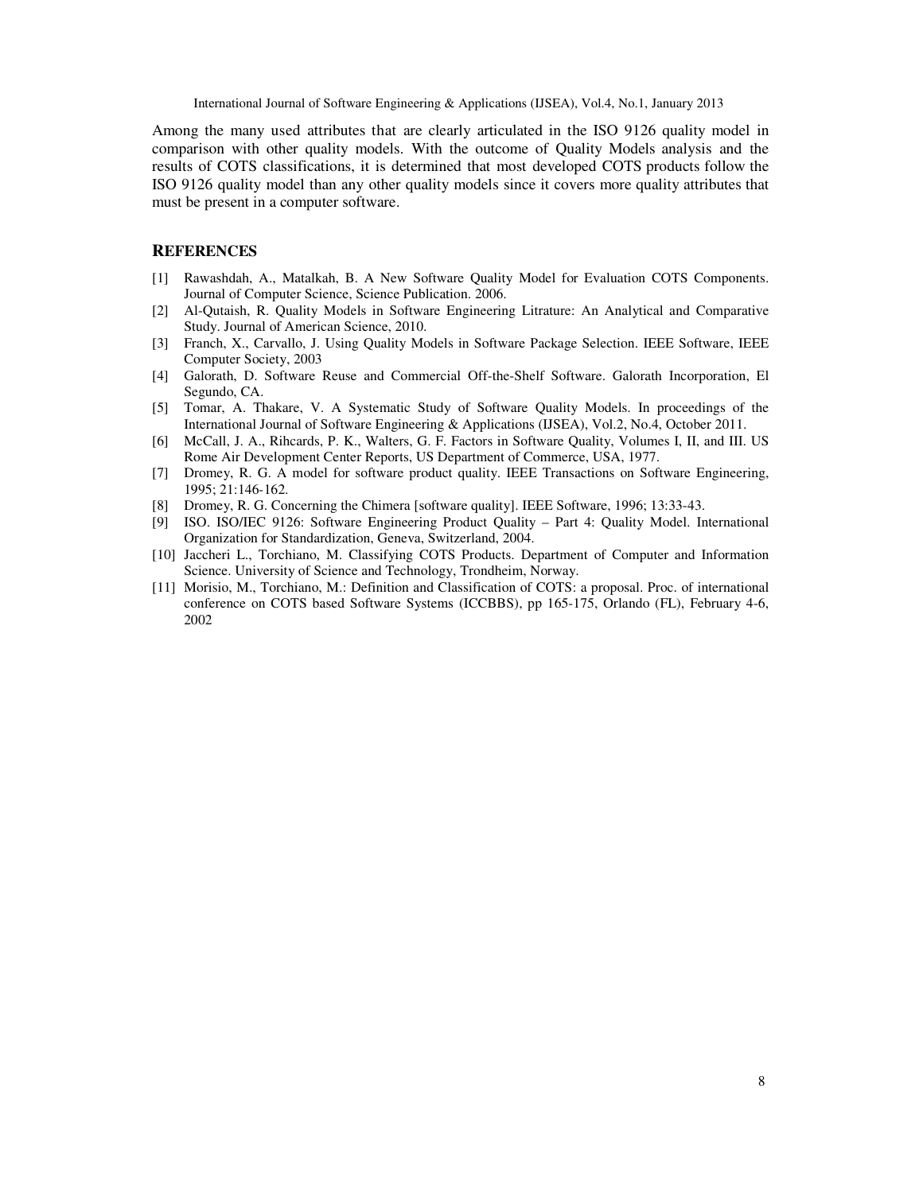Among the many used attributes that are clearly articulated in the ISO 9126 quality model in comparison with other quality models. With the outcome of Quality Models analysis and the results of COTS classifications, it is determined that most developed COTS products follow the ISO 9126 quality model than any other quality models since it covers more quality attributes that must be present in a computer software.

## REFERENCES

[1] Rawashdah, A., Matalkah, B. A New Software Quality Model for Evaluation COTS Components. Journal of Computer Science, Science Publication. 2006.

[2] Al-Qutaish, R. Quality Models in Software Engineering Litrature: An Analytical and Comparative Study. Journal of American Science, 2010.

[3] Franch, X., Carvallo, J. Using Quality Models in Software Package Selection. IEEE Software, IEEE Computer Society, 2003

[4] Galorath, D. Software Reuse and Commercial Off-the-Shelf Software. Galorath Incorporation, El Segundo, CA.

[5] Tomar, A. Thakare, V. A Systematic Study of Software Quality Models. In proceedings of the International Journal of Software Engineering & Applications (IJSEA), Vol.2, No.4, October 2011.

[6] McCall, J. A., Rihcards, P. K., Walters, G. F. Factors in Software Quality, Volumes I, II, and III. US Rome Air Development Center Reports, US Department of Commerce, USA, 1977.

[7] Dromey, R. G. A model for software product quality. IEEE Transactions on Software Engineering, 1995; 21:146-162.

[8] Dromey, R. G. Concerning the Chimera [software quality]. IEEE Software, 1996; 13:33-43.

[9] ISO. ISO/IEC 9126: Software Engineering Product Quality – Part 4: Quality Model. International Organization for Standardization, Geneva, Switzerland, 2004.

[10] Jaccheri L., Torchiano, M. Classifying COTS Products. Department of Computer and Information Science. University of Science and Technology, Trondheim, Norway.

[11] Morisio, M., Torchiano, M.: Definition and Classification of COTS: a proposal. Proc. of international conference on COTS based Software Systems (ICCBBS), pp 165-175, Orlando (FL), February 4-6, 2002